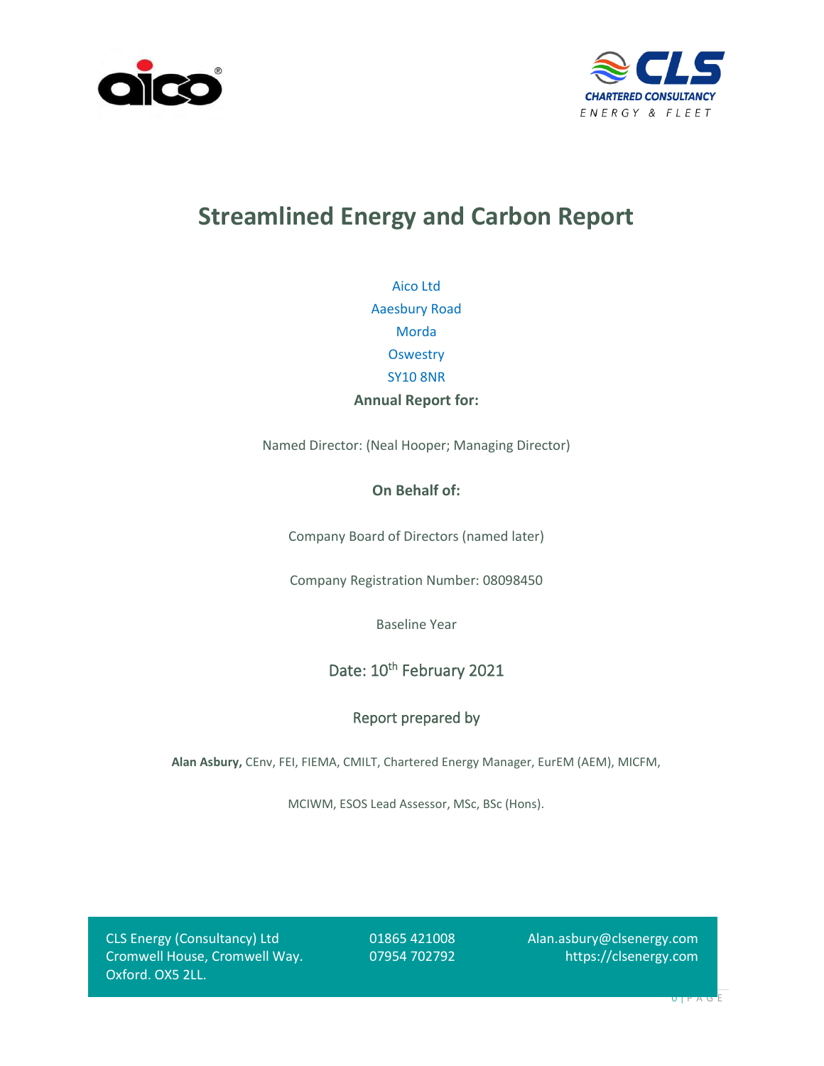# Streamlined Energy and Carbon Report

Aico Ltd

Aaesbury Road

Morda

Oswestry

SY10 8NR

**Annual Report for:**

Named Director: (Neal Hooper; Managing Director)

**On Behalf of:**

Company Board of Directors (named later)

Company Registration Number: 08098450

Baseline Year

Date: 10th February 2021

Report prepared by

**Alan Asbury,** CEnv, FEI, FIEMA, CMILT, Chartered Energy Manager, EurEM (AEM), MICFM,

MCIWM, ESOS Lead Assessor, MSc, BSc (Hons).

CLS Energy (Consultancy) Ltd
Cromwell House, Cromwell Way.
Oxford. OX5 2LL.

01865 421008
07954 702792

Alan.asbury@clsenergy.com
https://clsenergy.com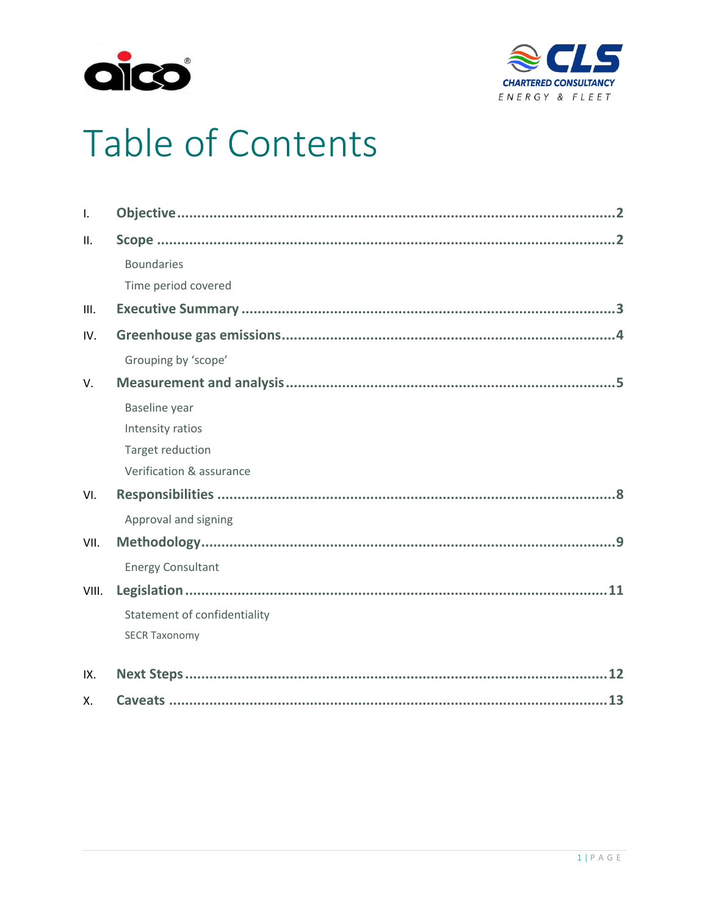# Table of Contents

I. **Objective** .......... 2

II. **Scope** .......... 2

- Boundaries
- Time period covered

III. **Executive Summary** .......... 3

IV. **Greenhouse gas emissions** .......... 4

- Grouping by 'scope'

V. **Measurement and analysis** .......... 5

- Baseline year
- Intensity ratios
- Target reduction
- Verification & assurance

VI. **Responsibilities** .......... 8

- Approval and signing

VII. **Methodology** .......... 9

- Energy Consultant

VIII. **Legislation** .......... 11

- Statement of confidentiality
- SECR Taxonomy

IX. **Next Steps** .......... 12

X. **Caveats** .......... 13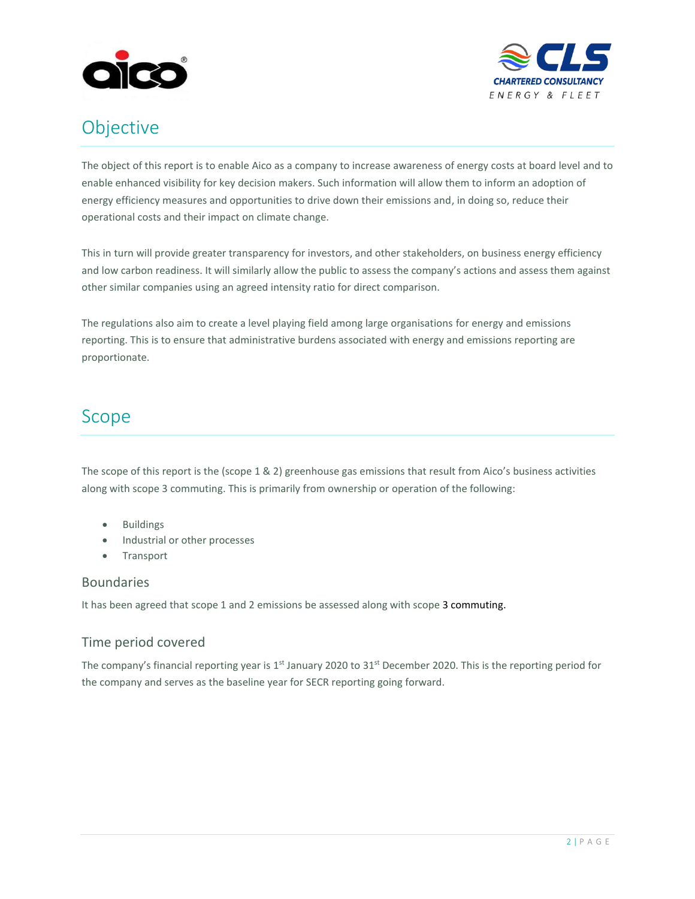# Objective

The object of this report is to enable Aico as a company to increase awareness of energy costs at board level and to enable enhanced visibility for key decision makers. Such information will allow them to inform an adoption of energy efficiency measures and opportunities to drive down their emissions and, in doing so, reduce their operational costs and their impact on climate change.

This in turn will provide greater transparency for investors, and other stakeholders, on business energy efficiency and low carbon readiness. It will similarly allow the public to assess the company's actions and assess them against other similar companies using an agreed intensity ratio for direct comparison.

The regulations also aim to create a level playing field among large organisations for energy and emissions reporting. This is to ensure that administrative burdens associated with energy and emissions reporting are proportionate.

# Scope

The scope of this report is the (scope 1 & 2) greenhouse gas emissions that result from Aico's business activities along with scope 3 commuting. This is primarily from ownership or operation of the following:

- Buildings
- Industrial or other processes
- Transport

## Boundaries

It has been agreed that scope 1 and 2 emissions be assessed along with scope 3 commuting.

## Time period covered

The company's financial reporting year is 1st January 2020 to 31st December 2020. This is the reporting period for the company and serves as the baseline year for SECR reporting going forward.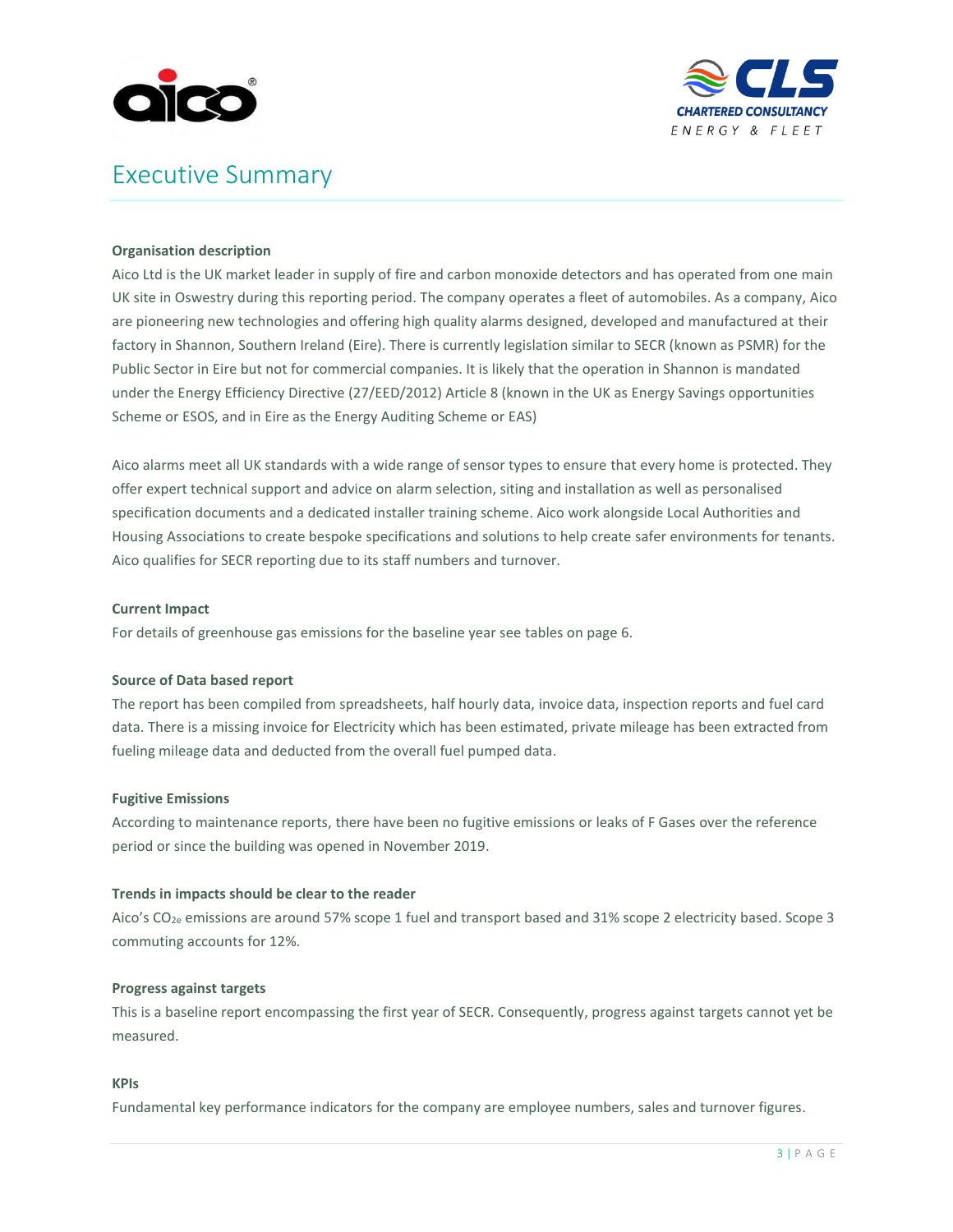# Executive Summary

**Organisation description**

Aico Ltd is the UK market leader in supply of fire and carbon monoxide detectors and has operated from one main UK site in Oswestry during this reporting period. The company operates a fleet of automobiles. As a company, Aico are pioneering new technologies and offering high quality alarms designed, developed and manufactured at their factory in Shannon, Southern Ireland (Eire). There is currently legislation similar to SECR (known as PSMR) for the Public Sector in Eire but not for commercial companies. It is likely that the operation in Shannon is mandated under the Energy Efficiency Directive (27/EED/2012) Article 8 (known in the UK as Energy Savings opportunities Scheme or ESOS, and in Eire as the Energy Auditing Scheme or EAS)

Aico alarms meet all UK standards with a wide range of sensor types to ensure that every home is protected. They offer expert technical support and advice on alarm selection, siting and installation as well as personalised specification documents and a dedicated installer training scheme. Aico work alongside Local Authorities and Housing Associations to create bespoke specifications and solutions to help create safer environments for tenants. Aico qualifies for SECR reporting due to its staff numbers and turnover.

**Current Impact**

For details of greenhouse gas emissions for the baseline year see tables on page 6.

**Source of Data based report**

The report has been compiled from spreadsheets, half hourly data, invoice data, inspection reports and fuel card data. There is a missing invoice for Electricity which has been estimated, private mileage has been extracted from fueling mileage data and deducted from the overall fuel pumped data.

**Fugitive Emissions**

According to maintenance reports, there have been no fugitive emissions or leaks of F Gases over the reference period or since the building was opened in November 2019.

**Trends in impacts should be clear to the reader**

Aico's $CO_{2e}$ emissions are around 57% scope 1 fuel and transport based and 31% scope 2 electricity based. Scope 3 commuting accounts for 12%.

**Progress against targets**

This is a baseline report encompassing the first year of SECR. Consequently, progress against targets cannot yet be measured.

**KPIs**

Fundamental key performance indicators for the company are employee numbers, sales and turnover figures.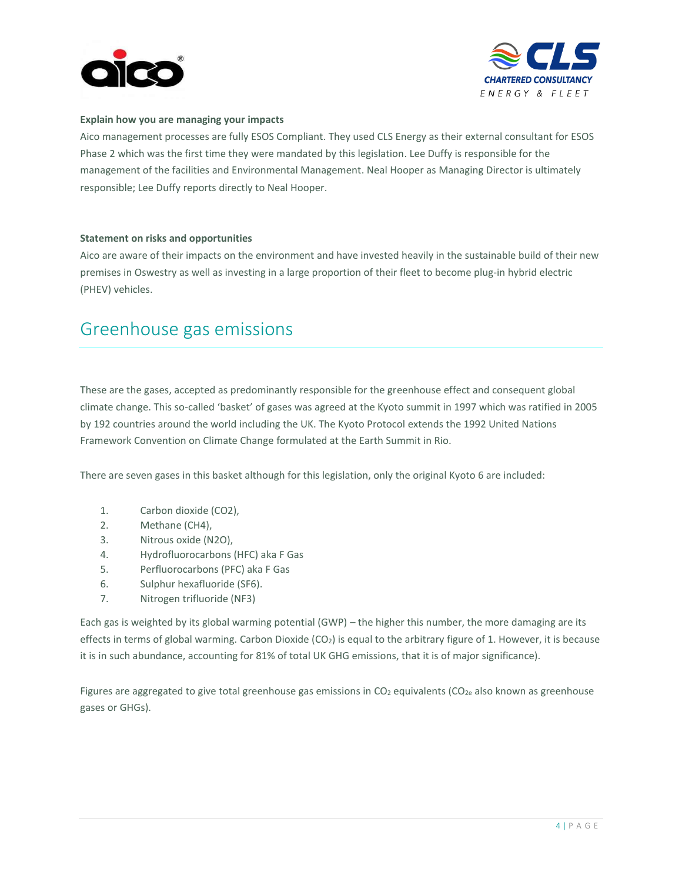**Explain how you are managing your impacts**

Aico management processes are fully ESOS Compliant. They used CLS Energy as their external consultant for ESOS Phase 2 which was the first time they were mandated by this legislation. Lee Duffy is responsible for the management of the facilities and Environmental Management. Neal Hooper as Managing Director is ultimately responsible; Lee Duffy reports directly to Neal Hooper.

**Statement on risks and opportunities**

Aico are aware of their impacts on the environment and have invested heavily in the sustainable build of their new premises in Oswestry as well as investing in a large proportion of their fleet to become plug-in hybrid electric (PHEV) vehicles.

## Greenhouse gas emissions

These are the gases, accepted as predominantly responsible for the greenhouse effect and consequent global climate change. This so-called 'basket' of gases was agreed at the Kyoto summit in 1997 which was ratified in 2005 by 192 countries around the world including the UK. The Kyoto Protocol extends the 1992 United Nations Framework Convention on Climate Change formulated at the Earth Summit in Rio.

There are seven gases in this basket although for this legislation, only the original Kyoto 6 are included:

1. Carbon dioxide ($CO_2$),
2. Methane ($CH_4$),
3. Nitrous oxide ($N_2O$),
4. Hydrofluorocarbons (HFC) aka F Gas
5. Perfluorocarbons (PFC) aka F Gas
6. Sulphur hexafluoride ($SF_6$).
7. Nitrogen trifluoride ($NF_3$)

Each gas is weighted by its global warming potential (GWP) – the higher this number, the more damaging are its effects in terms of global warming. Carbon Dioxide ($CO_2$) is equal to the arbitrary figure of 1. However, it is because it is in such abundance, accounting for 81% of total UK GHG emissions, that it is of major significance).

Figures are aggregated to give total greenhouse gas emissions in $CO_2$ equivalents ($CO_{2e}$ also known as greenhouse gases or GHGs).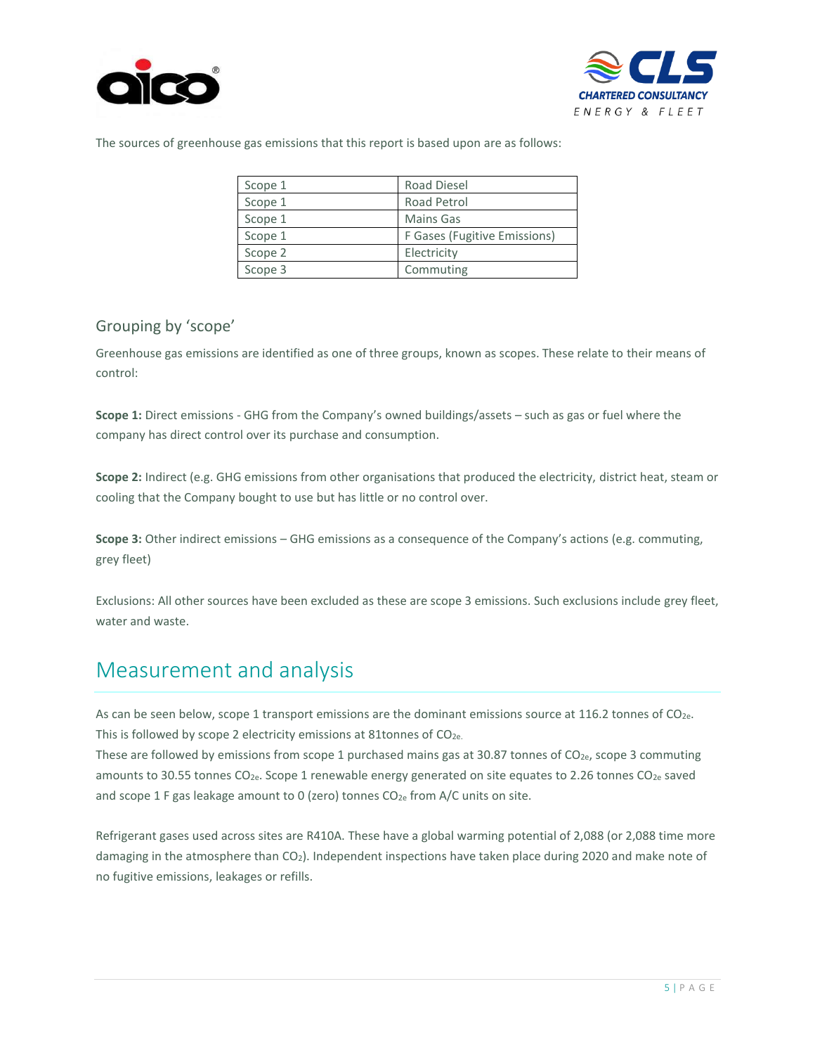The sources of greenhouse gas emissions that this report is based upon are as follows:

| Scope | Source |
|---|---|
| Scope 1 | Road Diesel |
| Scope 1 | Road Petrol |
| Scope 1 | Mains Gas |
| Scope 1 | F Gases (Fugitive Emissions) |
| Scope 2 | Electricity |
| Scope 3 | Commuting |

### Grouping by 'scope'

Greenhouse gas emissions are identified as one of three groups, known as scopes. These relate to their means of control:

**Scope 1:** Direct emissions - GHG from the Company's owned buildings/assets – such as gas or fuel where the company has direct control over its purchase and consumption.

**Scope 2:** Indirect (e.g. GHG emissions from other organisations that produced the electricity, district heat, steam or cooling that the Company bought to use but has little or no control over.

**Scope 3:** Other indirect emissions – GHG emissions as a consequence of the Company's actions (e.g. commuting, grey fleet)

Exclusions: All other sources have been excluded as these are scope 3 emissions. Such exclusions include grey fleet, water and waste.

## Measurement and analysis

As can be seen below, scope 1 transport emissions are the dominant emissions source at 116.2 tonnes of $CO_{2e}$. This is followed by scope 2 electricity emissions at 81tonnes of $CO_{2e.}$
These are followed by emissions from scope 1 purchased mains gas at 30.87 tonnes of $CO_{2e}$, scope 3 commuting amounts to 30.55 tonnes $CO_{2e}$. Scope 1 renewable energy generated on site equates to 2.26 tonnes $CO_{2e}$ saved and scope 1 F gas leakage amount to 0 (zero) tonnes $CO_{2e}$ from A/C units on site.

Refrigerant gases used across sites are R410A. These have a global warming potential of 2,088 (or 2,088 time more damaging in the atmosphere than $CO_2$). Independent inspections have taken place during 2020 and make note of no fugitive emissions, leakages or refills.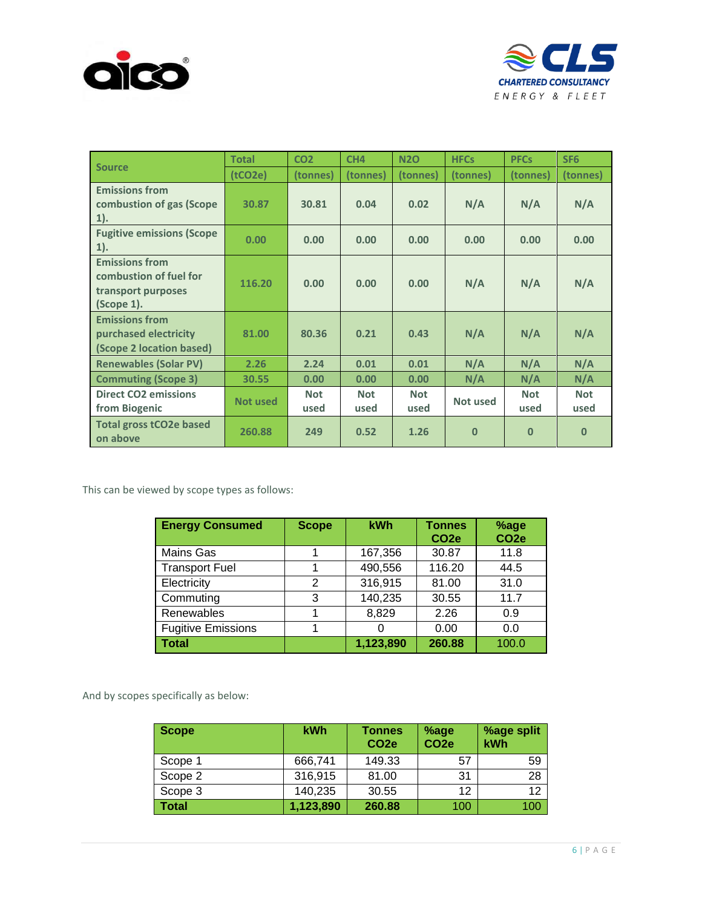| Source | Total (tCO2e) | CO2 (tonnes) | CH4 (tonnes) | N2O (tonnes) | HFCs (tonnes) | PFCs (tonnes) | SF6 (tonnes) |
|---|---|---|---|---|---|---|---|
| Emissions from combustion of gas (Scope 1). | 30.87 | 30.81 | 0.04 | 0.02 | N/A | N/A | N/A |
| Fugitive emissions (Scope 1). | 0.00 | 0.00 | 0.00 | 0.00 | 0.00 | 0.00 | 0.00 |
| Emissions from combustion of fuel for transport purposes (Scope 1). | 116.20 | 0.00 | 0.00 | 0.00 | N/A | N/A | N/A |
| Emissions from purchased electricity (Scope 2 location based) | 81.00 | 80.36 | 0.21 | 0.43 | N/A | N/A | N/A |
| Renewables (Solar PV) | 2.26 | 2.24 | 0.01 | 0.01 | N/A | N/A | N/A |
| Commuting (Scope 3) | 30.55 | 0.00 | 0.00 | 0.00 | N/A | N/A | N/A |
| Direct CO2 emissions from Biogenic | Not used | Not used | Not used | Not used | Not used | Not used | Not used |
| Total gross tCO2e based on above | 260.88 | 249 | 0.52 | 1.26 | 0 | 0 | 0 |

This can be viewed by scope types as follows:

| Energy Consumed | Scope | kWh | Tonnes CO2e | %age CO2e |
|---|---|---|---|---|
| Mains Gas | 1 | 167,356 | 30.87 | 11.8 |
| Transport Fuel | 1 | 490,556 | 116.20 | 44.5 |
| Electricity | 2 | 316,915 | 81.00 | 31.0 |
| Commuting | 3 | 140,235 | 30.55 | 11.7 |
| Renewables | 1 | 8,829 | 2.26 | 0.9 |
| Fugitive Emissions | 1 | 0 | 0.00 | 0.0 |
| **Total** | | **1,123,890** | **260.88** | 100.0 |

And by scopes specifically as below:

| Scope | kWh | Tonnes CO2e | %age CO2e | %age split kWh |
|---|---|---|---|---|
| Scope 1 | 666,741 | 149.33 | 57 | 59 |
| Scope 2 | 316,915 | 81.00 | 31 | 28 |
| Scope 3 | 140,235 | 30.55 | 12 | 12 |
| **Total** | **1,123,890** | **260.88** | 100 | 100 |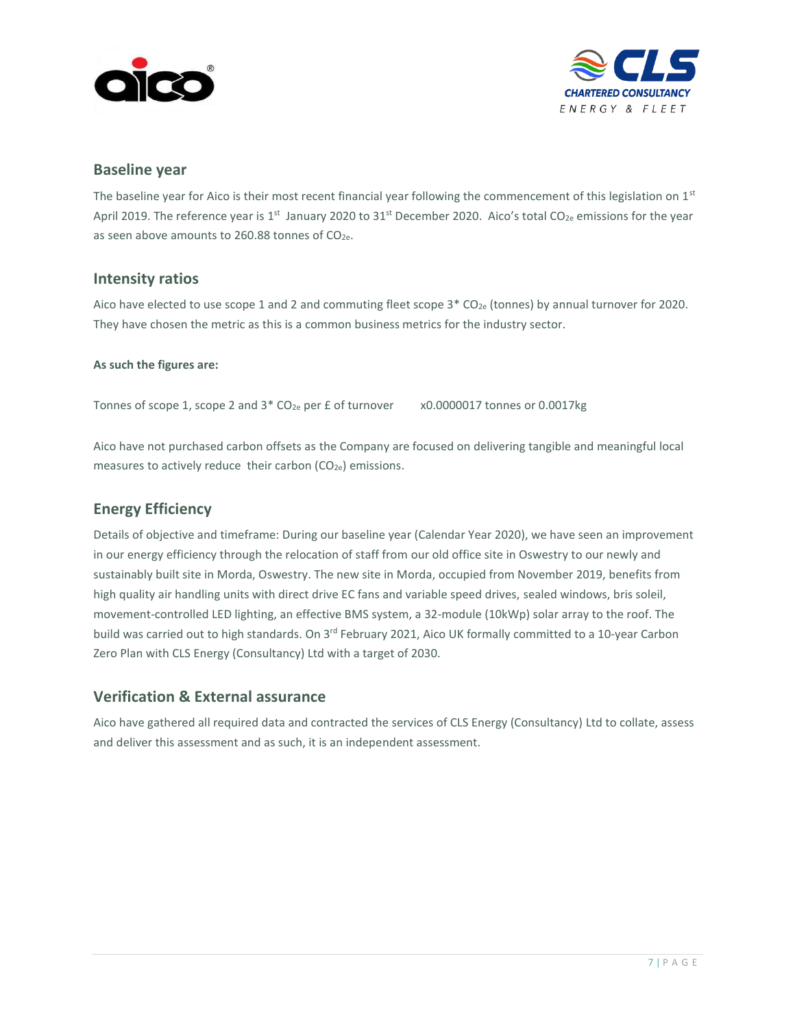## Baseline year

The baseline year for Aico is their most recent financial year following the commencement of this legislation on 1st April 2019. The reference year is 1st January 2020 to 31st December 2020. Aico's total $CO_{2e}$ emissions for the year as seen above amounts to 260.88 tonnes of $CO_{2e}$.

## Intensity ratios

Aico have elected to use scope 1 and 2 and commuting fleet scope 3* $CO_{2e}$ (tonnes) by annual turnover for 2020. They have chosen the metric as this is a common business metrics for the industry sector.

**As such the figures are:**

Tonnes of scope 1, scope 2 and 3* $CO_{2e}$ per £ of turnover    x0.0000017 tonnes or 0.0017kg

Aico have not purchased carbon offsets as the Company are focused on delivering tangible and meaningful local measures to actively reduce their carbon ($CO_{2e}$) emissions.

## Energy Efficiency

Details of objective and timeframe: During our baseline year (Calendar Year 2020), we have seen an improvement in our energy efficiency through the relocation of staff from our old office site in Oswestry to our newly and sustainably built site in Morda, Oswestry. The new site in Morda, occupied from November 2019, benefits from high quality air handling units with direct drive EC fans and variable speed drives, sealed windows, bris soleil, movement-controlled LED lighting, an effective BMS system, a 32-module (10kWp) solar array to the roof. The build was carried out to high standards. On 3rd February 2021, Aico UK formally committed to a 10-year Carbon Zero Plan with CLS Energy (Consultancy) Ltd with a target of 2030.

## Verification & External assurance

Aico have gathered all required data and contracted the services of CLS Energy (Consultancy) Ltd to collate, assess and deliver this assessment and as such, it is an independent assessment.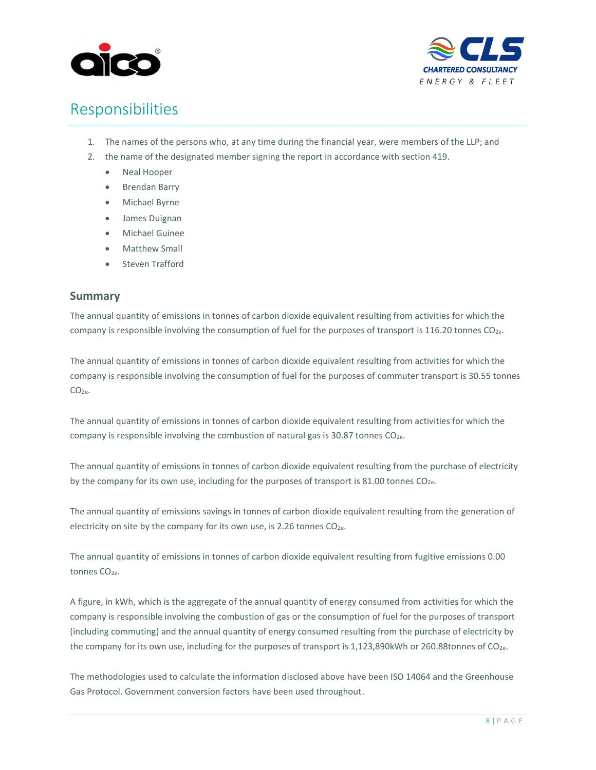# Responsibilities

1. The names of the persons who, at any time during the financial year, were members of the LLP; and
2. the name of the designated member signing the report in accordance with section 419.
   - Neal Hooper
   - Brendan Barry
   - Michael Byrne
   - James Duignan
   - Michael Guinee
   - Matthew Small
   - Steven Trafford

## Summary

The annual quantity of emissions in tonnes of carbon dioxide equivalent resulting from activities for which the company is responsible involving the consumption of fuel for the purposes of transport is 116.20 tonnes $CO_{2e}$.

The annual quantity of emissions in tonnes of carbon dioxide equivalent resulting from activities for which the company is responsible involving the consumption of fuel for the purposes of commuter transport is 30.55 tonnes $CO_{2e}$.

The annual quantity of emissions in tonnes of carbon dioxide equivalent resulting from activities for which the company is responsible involving the combustion of natural gas is 30.87 tonnes $CO_{2e}$.

The annual quantity of emissions in tonnes of carbon dioxide equivalent resulting from the purchase of electricity by the company for its own use, including for the purposes of transport is 81.00 tonnes $CO_{2e}$.

The annual quantity of emissions savings in tonnes of carbon dioxide equivalent resulting from the generation of electricity on site by the company for its own use, is 2.26 tonnes $CO_{2e}$.

The annual quantity of emissions in tonnes of carbon dioxide equivalent resulting from fugitive emissions 0.00 tonnes $CO_{2e}$.

A figure, in kWh, which is the aggregate of the annual quantity of energy consumed from activities for which the company is responsible involving the combustion of gas or the consumption of fuel for the purposes of transport (including commuting) and the annual quantity of energy consumed resulting from the purchase of electricity by the company for its own use, including for the purposes of transport is 1,123,890kWh or 260.88tonnes of $CO_{2e}$.

The methodologies used to calculate the information disclosed above have been ISO 14064 and the Greenhouse Gas Protocol. Government conversion factors have been used throughout.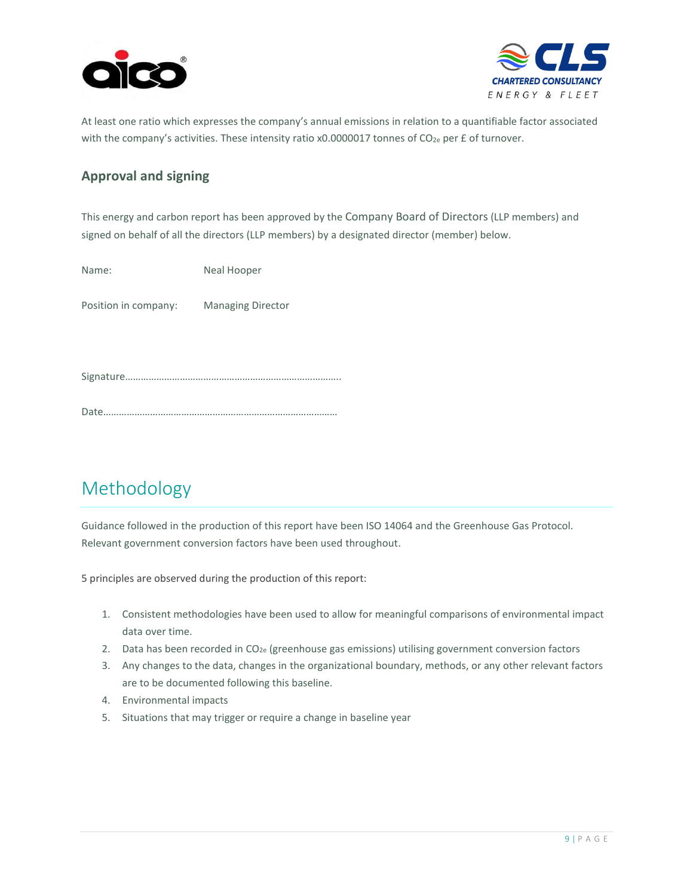At least one ratio which expresses the company's annual emissions in relation to a quantifiable factor associated with the company's activities. These intensity ratio x0.0000017 tonnes of $CO_{2e}$ per £ of turnover.

### Approval and signing

This energy and carbon report has been approved by the Company Board of Directors (LLP members) and signed on behalf of all the directors (LLP members) by a designated director (member) below.

Name: Neal Hooper

Position in company: Managing Director

Signature……………………………………………………………………….

Date……………………………………………………………………………

## Methodology

Guidance followed in the production of this report have been ISO 14064 and the Greenhouse Gas Protocol. Relevant government conversion factors have been used throughout.

5 principles are observed during the production of this report:

1. Consistent methodologies have been used to allow for meaningful comparisons of environmental impact data over time.
2. Data has been recorded in $CO_{2e}$ (greenhouse gas emissions) utilising government conversion factors
3. Any changes to the data, changes in the organizational boundary, methods, or any other relevant factors are to be documented following this baseline.
4. Environmental impacts
5. Situations that may trigger or require a change in baseline year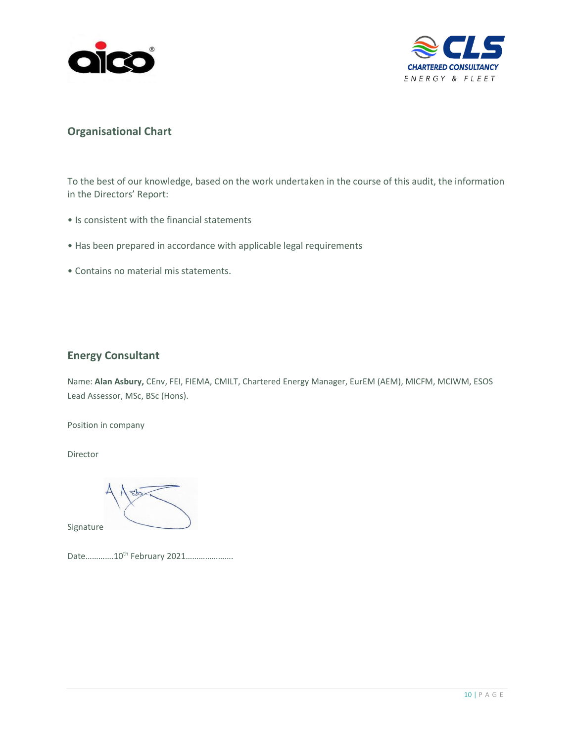## Organisational Chart

To the best of our knowledge, based on the work undertaken in the course of this audit, the information in the Directors' Report:

- Is consistent with the financial statements
- Has been prepared in accordance with applicable legal requirements
- Contains no material mis statements.

## Energy Consultant

Name: **Alan Asbury,** CEnv, FEI, FIEMA, CMILT, Chartered Energy Manager, EurEM (AEM), MICFM, MCIWM, ESOS Lead Assessor, MSc, BSc (Hons).

Position in company

Director

Signature

Date…………10th February 2021…………………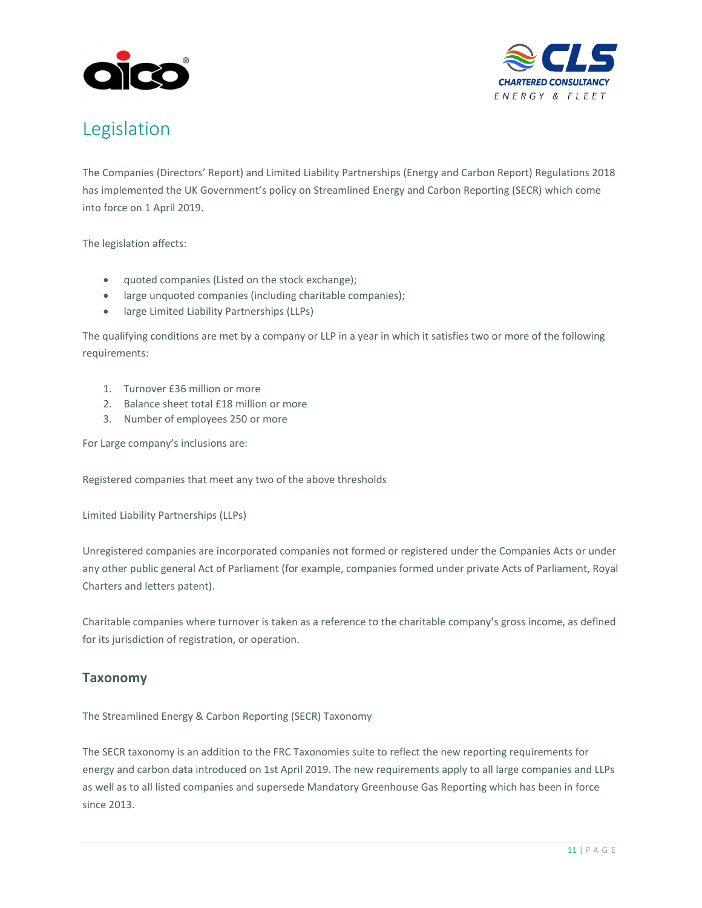# Legislation

The Companies (Directors' Report) and Limited Liability Partnerships (Energy and Carbon Report) Regulations 2018 has implemented the UK Government's policy on Streamlined Energy and Carbon Reporting (SECR) which come into force on 1 April 2019.

The legislation affects:

- quoted companies (Listed on the stock exchange);
- large unquoted companies (including charitable companies);
- large Limited Liability Partnerships (LLPs)

The qualifying conditions are met by a company or LLP in a year in which it satisfies two or more of the following requirements:

1. Turnover £36 million or more
2. Balance sheet total £18 million or more
3. Number of employees 250 or more

For Large company's inclusions are:

Registered companies that meet any two of the above thresholds

Limited Liability Partnerships (LLPs)

Unregistered companies are incorporated companies not formed or registered under the Companies Acts or under any other public general Act of Parliament (for example, companies formed under private Acts of Parliament, Royal Charters and letters patent).

Charitable companies where turnover is taken as a reference to the charitable company's gross income, as defined for its jurisdiction of registration, or operation.

## Taxonomy

The Streamlined Energy & Carbon Reporting (SECR) Taxonomy

The SECR taxonomy is an addition to the FRC Taxonomies suite to reflect the new reporting requirements for energy and carbon data introduced on 1st April 2019. The new requirements apply to all large companies and LLPs as well as to all listed companies and supersede Mandatory Greenhouse Gas Reporting which has been in force since 2013.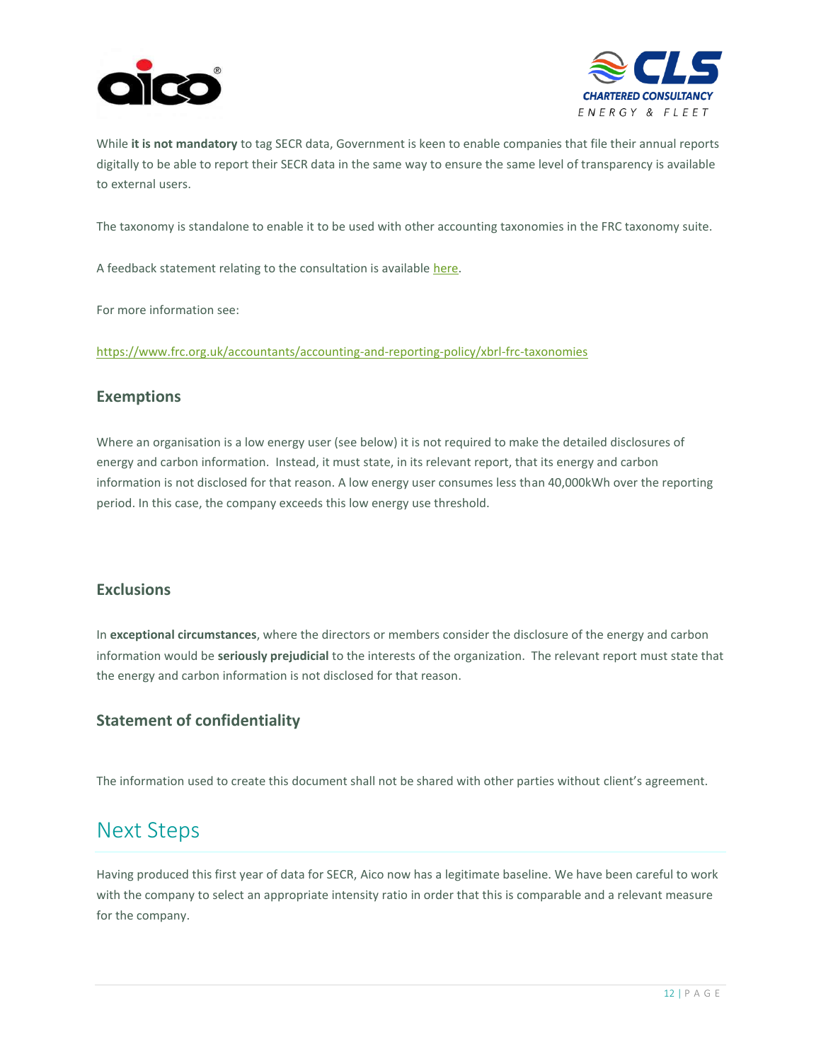While **it is not mandatory** to tag SECR data, Government is keen to enable companies that file their annual reports digitally to be able to report their SECR data in the same way to ensure the same level of transparency is available to external users.

The taxonomy is standalone to enable it to be used with other accounting taxonomies in the FRC taxonomy suite.

A feedback statement relating to the consultation is available here.

For more information see:

https://www.frc.org.uk/accountants/accounting-and-reporting-policy/xbrl-frc-taxonomies

### Exemptions

Where an organisation is a low energy user (see below) it is not required to make the detailed disclosures of energy and carbon information. Instead, it must state, in its relevant report, that its energy and carbon information is not disclosed for that reason. A low energy user consumes less than 40,000kWh over the reporting period. In this case, the company exceeds this low energy use threshold.

### Exclusions

In **exceptional circumstances**, where the directors or members consider the disclosure of the energy and carbon information would be **seriously prejudicial** to the interests of the organization. The relevant report must state that the energy and carbon information is not disclosed for that reason.

### Statement of confidentiality

The information used to create this document shall not be shared with other parties without client's agreement.

## Next Steps

Having produced this first year of data for SECR, Aico now has a legitimate baseline. We have been careful to work with the company to select an appropriate intensity ratio in order that this is comparable and a relevant measure for the company.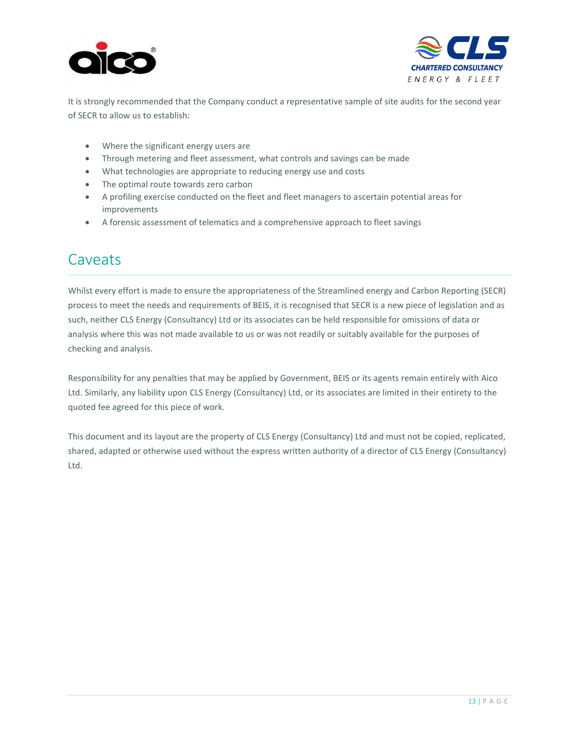It is strongly recommended that the Company conduct a representative sample of site audits for the second year of SECR to allow us to establish:

- Where the significant energy users are
- Through metering and fleet assessment, what controls and savings can be made
- What technologies are appropriate to reducing energy use and costs
- The optimal route towards zero carbon
- A profiling exercise conducted on the fleet and fleet managers to ascertain potential areas for improvements
- A forensic assessment of telematics and a comprehensive approach to fleet savings

## Caveats

Whilst every effort is made to ensure the appropriateness of the Streamlined energy and Carbon Reporting (SECR) process to meet the needs and requirements of BEIS, it is recognised that SECR is a new piece of legislation and as such, neither CLS Energy (Consultancy) Ltd or its associates can be held responsible for omissions of data or analysis where this was not made available to us or was not readily or suitably available for the purposes of checking and analysis.

Responsibility for any penalties that may be applied by Government, BEIS or its agents remain entirely with Aico Ltd. Similarly, any liability upon CLS Energy (Consultancy) Ltd, or its associates are limited in their entirety to the quoted fee agreed for this piece of work.

This document and its layout are the property of CLS Energy (Consultancy) Ltd and must not be copied, replicated, shared, adapted or otherwise used without the express written authority of a director of CLS Energy (Consultancy) Ltd.